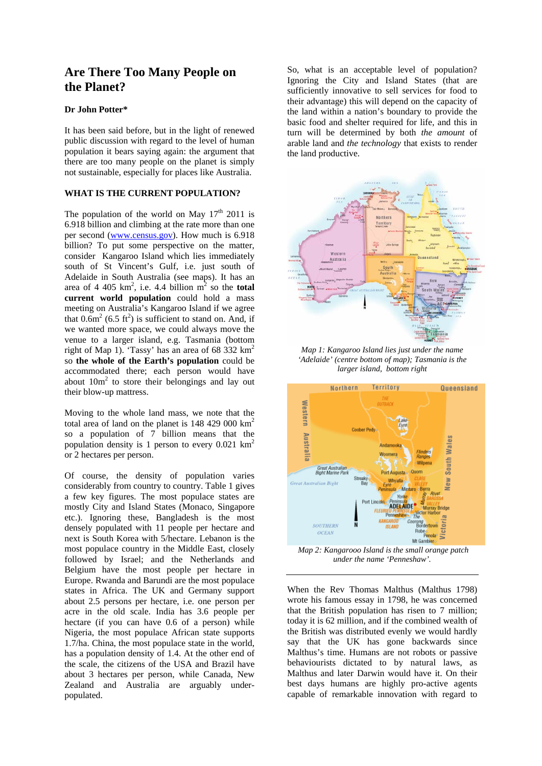# Are There Too Many People on the Planet?

**Dr John Potter***

It has been said before, but in the light of renewed public discussion with regard to the level of human population it bears saying again: the argument that there are too many people on the planet is simply not sustainable, especially for places like Australia.

## WHAT IS THE CURRENT POPULATION?

The population of the world on May 17th 2011 is 6.918 billion and climbing at the rate more than one per second (www.census.gov). How much is 6.918 billion? To put some perspective on the matter, consider Kangaroo Island which lies immediately south of St Vincent's Gulf, i.e. just south of Adelaide in South Australia (see maps). It has an area of 4 405 km$^2$, i.e. 4.4 billion m$^2$ so the **total current world population** could hold a mass meeting on Australia's Kangaroo Island if we agree that 0.6m$^2$ (6.5 ft$^2$) is sufficient to stand on. And, if we wanted more space, we could always move the venue to a larger island, e.g. Tasmania (bottom right of Map 1). 'Tassy' has an area of 68 332 km$^2$ so **the whole of the Earth's population** could be accommodated there; each person would have about 10m$^2$ to store their belongings and lay out their blow-up mattress.

Moving to the whole land mass, we note that the total area of land on the planet is 148 429 000 km$^2$ so a population of 7 billion means that the population density is 1 person to every 0.021 km$^2$ or 2 hectares per person.

Of course, the density of population varies considerably from country to country. Table 1 gives a few key figures. The most populace states are mostly City and Island States (Monaco, Singapore etc.). Ignoring these, Bangladesh is the most densely populated with 11 people per hectare and next is South Korea with 5/hectare. Lebanon is the most populace country in the Middle East, closely followed by Israel; and the Netherlands and Belgium have the most people per hectare in Europe. Rwanda and Barundi are the most populace states in Africa. The UK and Germany support about 2.5 persons per hectare, i.e. one person per acre in the old scale. India has 3.6 people per hectare (if you can have 0.6 of a person) while Nigeria, the most populace African state supports 1.7/ha. China, the most populace state in the world, has a population density of 1.4. At the other end of the scale, the citizens of the USA and Brazil have about 3 hectares per person, while Canada, New Zealand and Australia are arguably under-populated.

So, what is an acceptable level of population? Ignoring the City and Island States (that are sufficiently innovative to sell services for food to their advantage) this will depend on the capacity of the land within a nation's boundary to provide the basic food and shelter required for life, and this in turn will be determined by both *the amount* of arable land and *the technology* that exists to render the land productive.

*Map 1: Kangaroo Island lies just under the name 'Adelaide' (centre bottom of map); Tasmania is the larger island, bottom right*

*Map 2: Kangarooo Island is the small orange patch under the name 'Penneshaw'.*

When the Rev Thomas Malthus (Malthus 1798) wrote his famous essay in 1798, he was concerned that the British population has risen to 7 million; today it is 62 million, and if the combined wealth of the British was distributed evenly we would hardly say that the UK has gone backwards since Malthus's time. Humans are not robots or passive behaviourists dictated to by natural laws, as Malthus and later Darwin would have it. On their best days humans are highly pro-active agents capable of remarkable innovation with regard to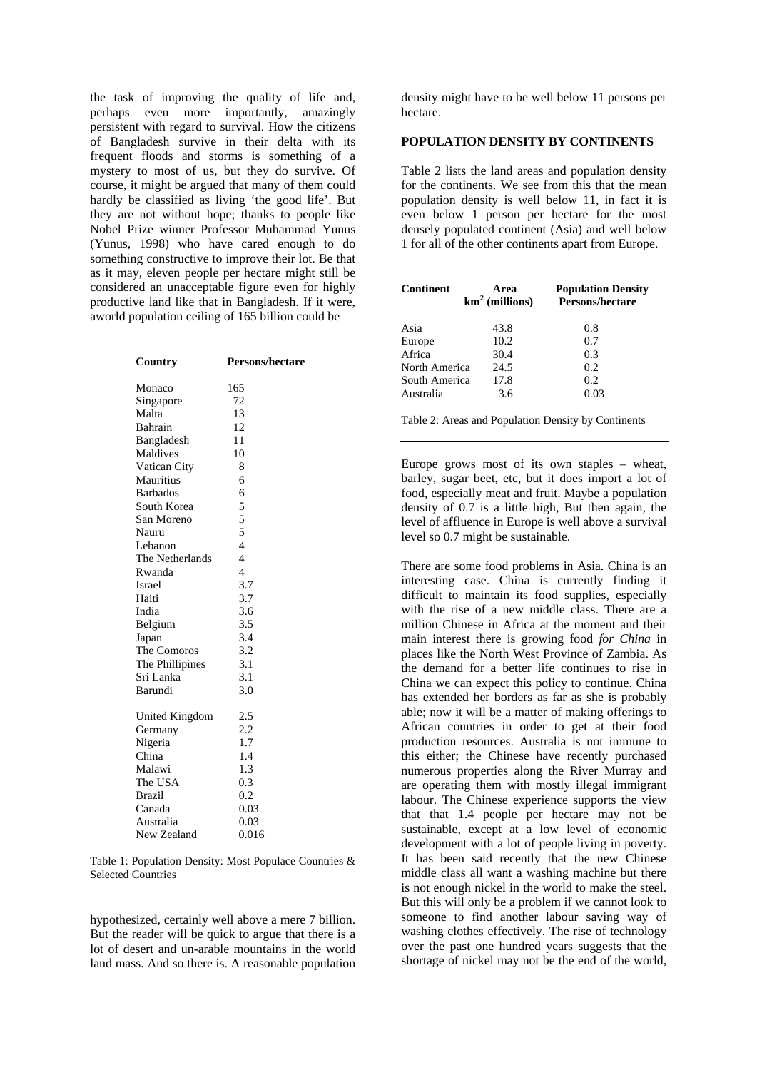the task of improving the quality of life and, perhaps even more importantly, amazingly persistent with regard to survival. How the citizens of Bangladesh survive in their delta with its frequent floods and storms is something of a mystery to most of us, but they do survive. Of course, it might be argued that many of them could hardly be classified as living 'the good life'. But they are not without hope; thanks to people like Nobel Prize winner Professor Muhammad Yunus (Yunus, 1998) who have cared enough to do something constructive to improve their lot. Be that as it may, eleven people per hectare might still be considered an unacceptable figure even for highly productive land like that in Bangladesh. If it were, aworld population ceiling of 165 billion could be hypothesized, certainly well above a mere 7 billion. But the reader will be quick to argue that there is a lot of desert and un-arable mountains in the world land mass. And so there is. A reasonable population density might have to be well below 11 persons per hectare.

| Country | Persons/hectare |
|---|---|
| Monaco | 165 |
| Singapore | 72 |
| Malta | 13 |
| Bahrain | 12 |
| Bangladesh | 11 |
| Maldives | 10 |
| Vatican City | 8 |
| Mauritius | 6 |
| Barbados | 6 |
| South Korea | 5 |
| San Moreno | 5 |
| Nauru | 5 |
| Lebanon | 4 |
| The Netherlands | 4 |
| Rwanda | 4 |
| Israel | 3.7 |
| Haiti | 3.7 |
| India | 3.6 |
| Belgium | 3.5 |
| Japan | 3.4 |
| The Comoros | 3.2 |
| The Phillipines | 3.1 |
| Sri Lanka | 3.1 |
| Barundi | 3.0 |
| United Kingdom | 2.5 |
| Germany | 2.2 |
| Nigeria | 1.7 |
| China | 1.4 |
| Malawi | 1.3 |
| The USA | 0.3 |
| Brazil | 0.2 |
| Canada | 0.03 |
| Australia | 0.03 |
| New Zealand | 0.016 |

Table 1: Population Density: Most Populace Countries & Selected Countries

## POPULATION DENSITY BY CONTINENTS

Table 2 lists the land areas and population density for the continents. We see from this that the mean population density is well below 11, in fact it is even below 1 person per hectare for the most densely populated continent (Asia) and well below 1 for all of the other continents apart from Europe.

| Continent | Area $km^2$ (millions) | Population Density Persons/hectare |
|---|---|---|
| Asia | 43.8 | 0.8 |
| Europe | 10.2 | 0.7 |
| Africa | 30.4 | 0.3 |
| North America | 24.5 | 0.2 |
| South America | 17.8 | 0.2 |
| Australia | 3.6 | 0.03 |

Table 2: Areas and Population Density by Continents

Europe grows most of its own staples – wheat, barley, sugar beet, etc, but it does import a lot of food, especially meat and fruit. Maybe a population density of 0.7 is a little high, But then again, the level of affluence in Europe is well above a survival level so 0.7 might be sustainable.

There are some food problems in Asia. China is an interesting case. China is currently finding it difficult to maintain its food supplies, especially with the rise of a new middle class. There are a million Chinese in Africa at the moment and their main interest there is growing food *for China* in places like the North West Province of Zambia. As the demand for a better life continues to rise in China we can expect this policy to continue. China has extended her borders as far as she is probably able; now it will be a matter of making offerings to African countries in order to get at their food production resources. Australia is not immune to this either; the Chinese have recently purchased numerous properties along the River Murray and are operating them with mostly illegal immigrant labour. The Chinese experience supports the view that that 1.4 people per hectare may not be sustainable, except at a low level of economic development with a lot of people living in poverty. It has been said recently that the new Chinese middle class all want a washing machine but there is not enough nickel in the world to make the steel. But this will only be a problem if we cannot look to someone to find another labour saving way of washing clothes effectively. The rise of technology over the past one hundred years suggests that the shortage of nickel may not be the end of the world,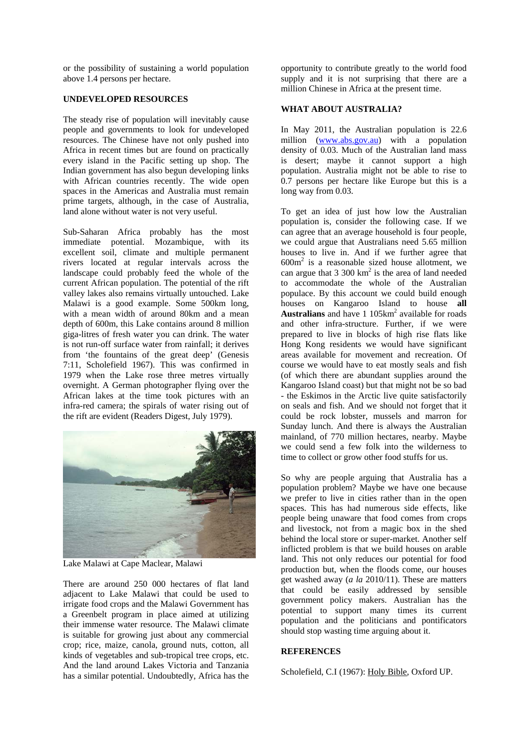or the possibility of sustaining a world population above 1.4 persons per hectare.

## UNDEVELOPED RESOURCES

The steady rise of population will inevitably cause people and governments to look for undeveloped resources. The Chinese have not only pushed into Africa in recent times but are found on practically every island in the Pacific setting up shop. The Indian government has also begun developing links with African countries recently. The wide open spaces in the Americas and Australia must remain prime targets, although, in the case of Australia, land alone without water is not very useful.

Sub-Saharan Africa probably has the most immediate potential. Mozambique, with its excellent soil, climate and multiple permanent rivers located at regular intervals across the landscape could probably feed the whole of the current African population. The potential of the rift valley lakes also remains virtually untouched. Lake Malawi is a good example. Some 500km long, with a mean width of around 80km and a mean depth of 600m, this Lake contains around 8 million giga-litres of fresh water you can drink. The water is not run-off surface water from rainfall; it derives from 'the fountains of the great deep' (Genesis 7:11, Scholefield 1967). This was confirmed in 1979 when the Lake rose three metres virtually overnight. A German photographer flying over the African lakes at the time took pictures with an infra-red camera; the spirals of water rising out of the rift are evident (Readers Digest, July 1979).

Lake Malawi at Cape Maclear, Malawi

There are around 250 000 hectares of flat land adjacent to Lake Malawi that could be used to irrigate food crops and the Malawi Government has a Greenbelt program in place aimed at utilizing their immense water resource. The Malawi climate is suitable for growing just about any commercial crop; rice, maize, canola, ground nuts, cotton, all kinds of vegetables and sub-tropical tree crops, etc. And the land around Lakes Victoria and Tanzania has a similar potential. Undoubtedly, Africa has the opportunity to contribute greatly to the world food supply and it is not surprising that there are a million Chinese in Africa at the present time.

## WHAT ABOUT AUSTRALIA?

In May 2011, the Australian population is 22.6 million (www.abs.gov.au) with a population density of 0.03. Much of the Australian land mass is desert; maybe it cannot support a high population. Australia might not be able to rise to 0.7 persons per hectare like Europe but this is a long way from 0.03.

To get an idea of just how low the Australian population is, consider the following case. If we can agree that an average household is four people, we could argue that Australians need 5.65 million houses to live in. And if we further agree that $600\text{m}^2$ is a reasonable sized house allotment, we can argue that 3 300 $\text{km}^2$ is the area of land needed to accommodate the whole of the Australian populace. By this account we could build enough houses on Kangaroo Island to house **all Australians** and have 1 105$\text{km}^2$ available for roads and other infra-structure. Further, if we were prepared to live in blocks of high rise flats like Hong Kong residents we would have significant areas available for movement and recreation. Of course we would have to eat mostly seals and fish (of which there are abundant supplies around the Kangaroo Island coast) but that might not be so bad - the Eskimos in the Arctic live quite satisfactorily on seals and fish. And we should not forget that it could be rock lobster, mussels and marron for Sunday lunch. And there is always the Australian mainland, of 770 million hectares, nearby. Maybe we could send a few folk into the wilderness to time to collect or grow other food stuffs for us.

So why are people arguing that Australia has a population problem? Maybe we have one because we prefer to live in cities rather than in the open spaces. This has had numerous side effects, like people being unaware that food comes from crops and livestock, not from a magic box in the shed behind the local store or super-market. Another self inflicted problem is that we build houses on arable land. This not only reduces our potential for food production but, when the floods come, our houses get washed away (*a la* 2010/11). These are matters that could be easily addressed by sensible government policy makers. Australian has the potential to support many times its current population and the politicians and pontificators should stop wasting time arguing about it.

## REFERENCES

Scholefield, C.I (1967): Holy Bible, Oxford UP.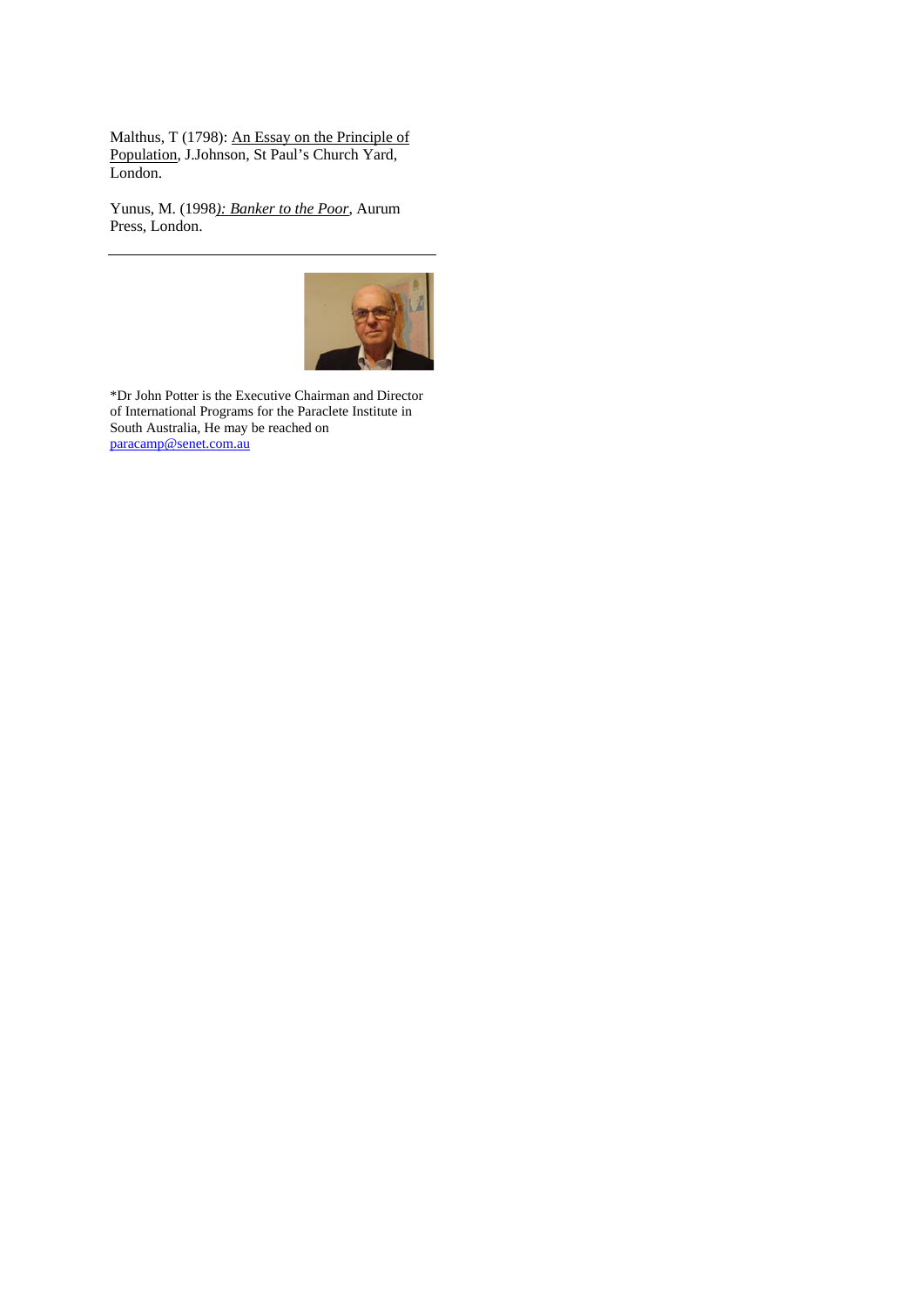Malthus, T (1798): An Essay on the Principle of Population, J.Johnson, St Paul's Church Yard, London.

Yunus, M. (1998): *Banker to the Poor*, Aurum Press, London.

---

*Dr John Potter is the Executive Chairman and Director of International Programs for the Paraclete Institute in South Australia, He may be reached on paracamp@senet.com.au